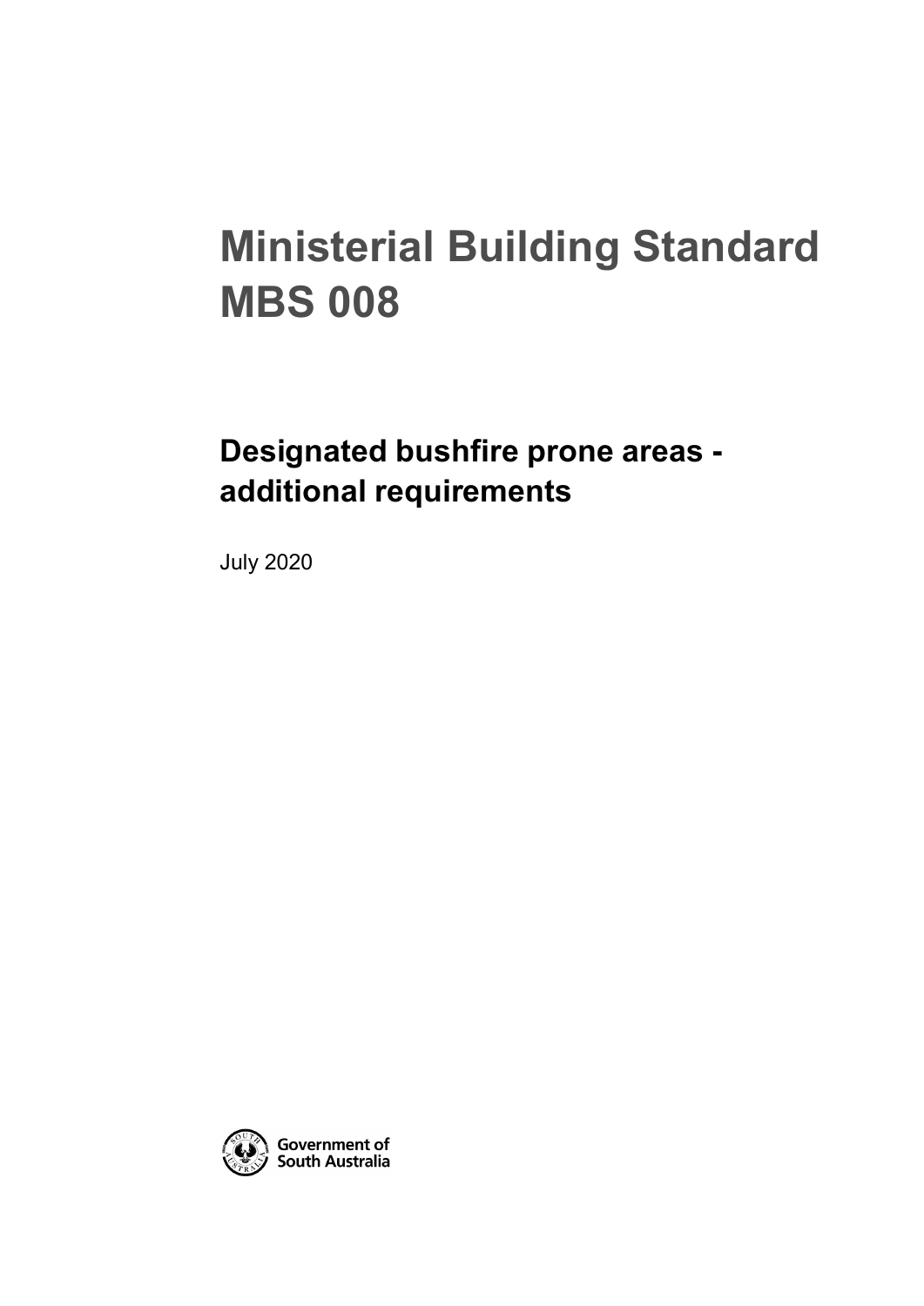# Ministerial Building Standard MBS 008

## Designated bushfire prone areas - additional requirements

July 2020

Government of South Australia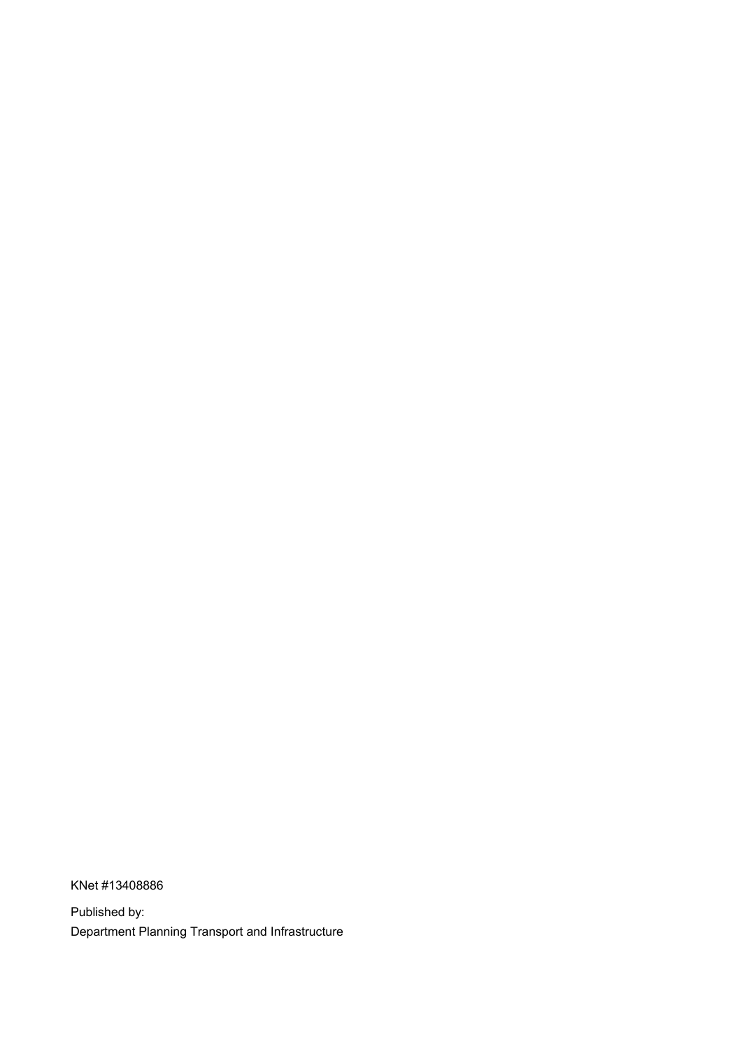KNet #13408886

Published by:
Department Planning Transport and Infrastructure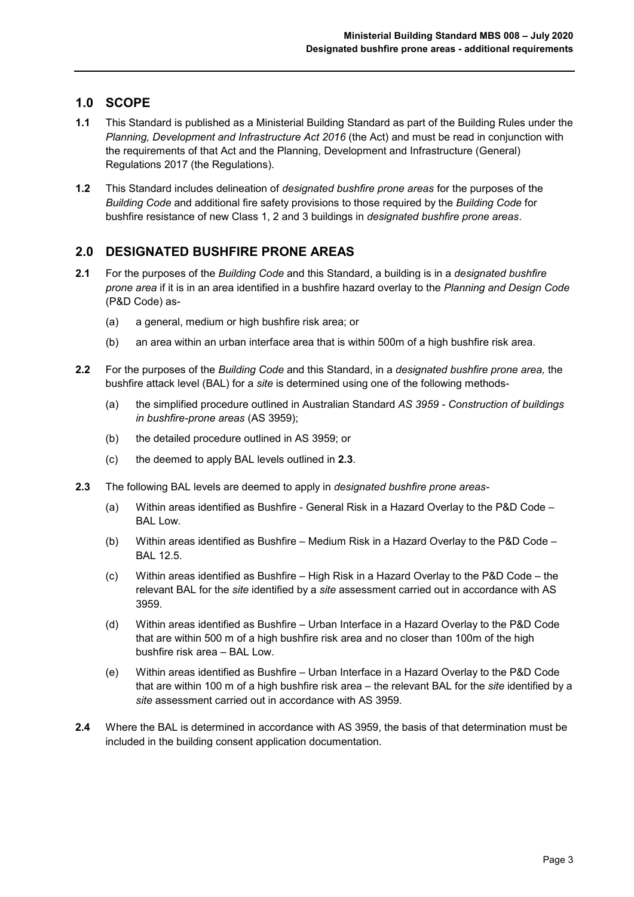## 1.0 SCOPE

**1.1** This Standard is published as a Ministerial Building Standard as part of the Building Rules under the *Planning, Development and Infrastructure Act 2016* (the Act) and must be read in conjunction with the requirements of that Act and the Planning, Development and Infrastructure (General) Regulations 2017 (the Regulations).

**1.2** This Standard includes delineation of *designated bushfire prone areas* for the purposes of the *Building Code* and additional fire safety provisions to those required by the *Building Code* for bushfire resistance of new Class 1, 2 and 3 buildings in *designated bushfire prone areas*.

## 2.0 DESIGNATED BUSHFIRE PRONE AREAS

**2.1** For the purposes of the *Building Code* and this Standard, a building is in a *designated bushfire prone area* if it is in an area identified in a bushfire hazard overlay to the *Planning and Design Code* (P&D Code) as-

(a) a general, medium or high bushfire risk area; or

(b) an area within an urban interface area that is within 500m of a high bushfire risk area.

**2.2** For the purposes of the *Building Code* and this Standard, in a *designated bushfire prone area,* the bushfire attack level (BAL) for a *site* is determined using one of the following methods-

(a) the simplified procedure outlined in Australian Standard *AS 3959 - Construction of buildings in bushfire-prone areas* (AS 3959);

(b) the detailed procedure outlined in AS 3959; or

(c) the deemed to apply BAL levels outlined in **2.3**.

**2.3** The following BAL levels are deemed to apply in *designated bushfire prone areas*-

(a) Within areas identified as Bushfire - General Risk in a Hazard Overlay to the P&D Code – BAL Low.

(b) Within areas identified as Bushfire – Medium Risk in a Hazard Overlay to the P&D Code – BAL 12.5.

(c) Within areas identified as Bushfire – High Risk in a Hazard Overlay to the P&D Code – the relevant BAL for the *site* identified by a *site* assessment carried out in accordance with AS 3959.

(d) Within areas identified as Bushfire – Urban Interface in a Hazard Overlay to the P&D Code that are within 500 m of a high bushfire risk area and no closer than 100m of the high bushfire risk area – BAL Low.

(e) Within areas identified as Bushfire – Urban Interface in a Hazard Overlay to the P&D Code that are within 100 m of a high bushfire risk area – the relevant BAL for the *site* identified by a *site* assessment carried out in accordance with AS 3959.

**2.4** Where the BAL is determined in accordance with AS 3959, the basis of that determination must be included in the building consent application documentation.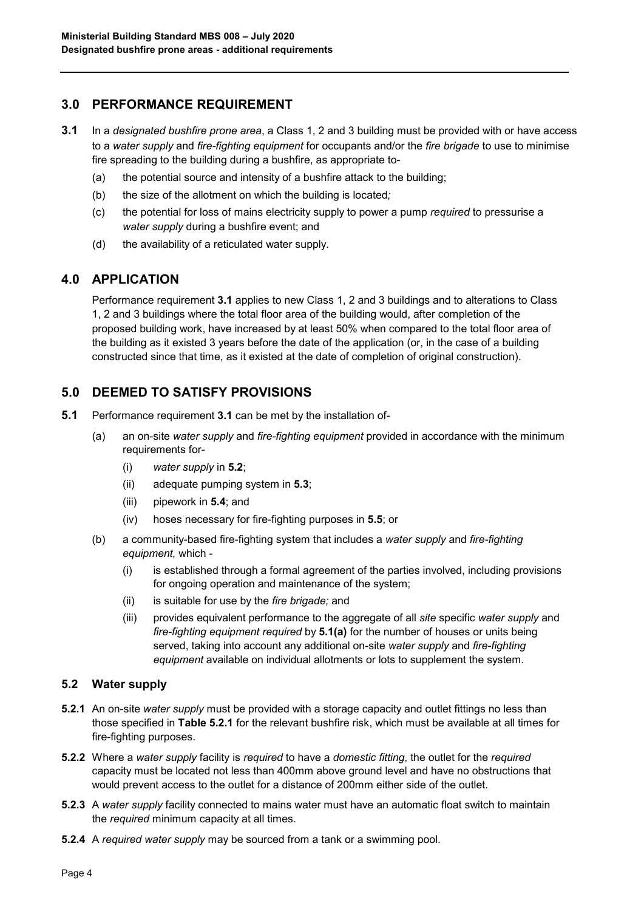## 3.0 PERFORMANCE REQUIREMENT

**3.1** In a *designated bushfire prone area*, a Class 1, 2 and 3 building must be provided with or have access to a *water supply* and *fire-fighting equipment* for occupants and/or the *fire brigade* to use to minimise fire spreading to the building during a bushfire, as appropriate to-

- (a) the potential source and intensity of a bushfire attack to the building;
- (b) the size of the allotment on which the building is located*;*
- (c) the potential for loss of mains electricity supply to power a pump *required* to pressurise a *water supply* during a bushfire event; and
- (d) the availability of a reticulated water supply.

## 4.0 APPLICATION

Performance requirement **3.1** applies to new Class 1, 2 and 3 buildings and to alterations to Class 1, 2 and 3 buildings where the total floor area of the building would, after completion of the proposed building work, have increased by at least 50% when compared to the total floor area of the building as it existed 3 years before the date of the application (or, in the case of a building constructed since that time, as it existed at the date of completion of original construction).

## 5.0 DEEMED TO SATISFY PROVISIONS

**5.1** Performance requirement **3.1** can be met by the installation of-

- (a) an on-site *water supply* and *fire-fighting equipment* provided in accordance with the minimum requirements for-
  - (i) *water supply* in **5.2**;
  - (ii) adequate pumping system in **5.3**;
  - (iii) pipework in **5.4**; and
  - (iv) hoses necessary for fire-fighting purposes in **5.5**; or
- (b) a community-based fire-fighting system that includes a *water supply* and *fire-fighting equipment,* which -
  - (i) is established through a formal agreement of the parties involved, including provisions for ongoing operation and maintenance of the system;
  - (ii) is suitable for use by the *fire brigade;* and
  - (iii) provides equivalent performance to the aggregate of all *site* specific *water supply* and *fire-fighting equipment required* by **5.1(a)** for the number of houses or units being served, taking into account any additional on-site *water supply* and *fire-fighting equipment* available on individual allotments or lots to supplement the system.

### 5.2 Water supply

**5.2.1** An on-site *water supply* must be provided with a storage capacity and outlet fittings no less than those specified in **Table 5.2.1** for the relevant bushfire risk, which must be available at all times for fire-fighting purposes.

**5.2.2** Where a *water supply* facility is *required* to have a *domestic fitting*, the outlet for the *required* capacity must be located not less than 400mm above ground level and have no obstructions that would prevent access to the outlet for a distance of 200mm either side of the outlet.

**5.2.3** A *water supply* facility connected to mains water must have an automatic float switch to maintain the *required* minimum capacity at all times.

**5.2.4** A *required water supply* may be sourced from a tank or a swimming pool.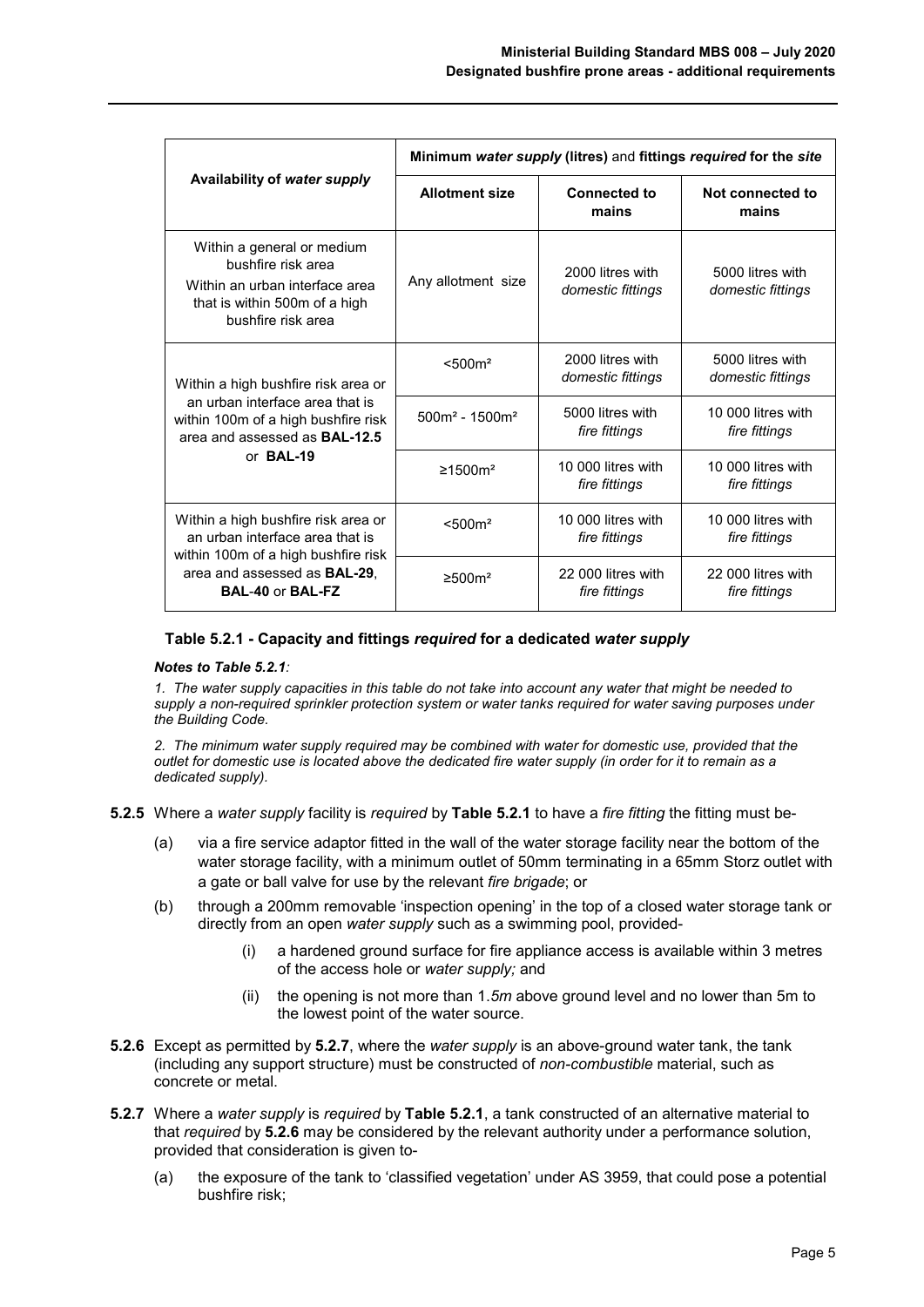| Availability of *water supply* | Minimum *water supply* (litres) and fittings *required* for the *site* | | |
|---|---|---|---|
| | **Allotment size** | **Connected to mains** | **Not connected to mains** |
| Within a general or medium bushfire risk area<br>Within an urban interface area that is within 500m of a high bushfire risk area | Any allotment size | 2000 litres with *domestic fittings* | 5000 litres with *domestic fittings* |
| Within a high bushfire risk area or an urban interface area that is within 100m of a high bushfire risk area and assessed as **BAL-12.5** or **BAL-19** | <500m² | 2000 litres with *domestic fittings* | 5000 litres with *domestic fittings* |
| | 500m² - 1500m² | 5000 litres with *fire fittings* | 10 000 litres with *fire fittings* |
| | ≥1500m² | 10 000 litres with *fire fittings* | 10 000 litres with *fire fittings* |
| Within a high bushfire risk area or an urban interface area that is within 100m of a high bushfire risk area and assessed as **BAL-29**, **BAL-40** or **BAL-FZ** | <500m² | 10 000 litres with *fire fittings* | 10 000 litres with *fire fittings* |
| | ≥500m² | 22 000 litres with *fire fittings* | 22 000 litres with *fire fittings* |

**Table 5.2.1 - Capacity and fittings *required* for a dedicated *water supply***

***Notes to Table 5.2.1:***

*1. The water supply capacities in this table do not take into account any water that might be needed to supply a non-required sprinkler protection system or water tanks required for water saving purposes under the Building Code.*

*2. The minimum water supply required may be combined with water for domestic use, provided that the outlet for domestic use is located above the dedicated fire water supply (in order for it to remain as a dedicated supply).*

**5.2.5** Where a *water supply* facility is *required* by **Table 5.2.1** to have a *fire fitting* the fitting must be-

(a) via a fire service adaptor fitted in the wall of the water storage facility near the bottom of the water storage facility, with a minimum outlet of 50mm terminating in a 65mm Storz outlet with a gate or ball valve for use by the relevant *fire brigade*; or

(b) through a 200mm removable 'inspection opening' in the top of a closed water storage tank or directly from an open *water supply* such as a swimming pool, provided-

(i) a hardened ground surface for fire appliance access is available within 3 metres of the access hole or *water supply;* and

(ii) the opening is not more than 1.*5m* above ground level and no lower than 5m to the lowest point of the water source.

**5.2.6** Except as permitted by **5.2.7**, where the *water supply* is an above-ground water tank, the tank (including any support structure) must be constructed of *non-combustible* material, such as concrete or metal.

**5.2.7** Where a *water supply* is *required* by **Table 5.2.1**, a tank constructed of an alternative material to that *required* by **5.2.6** may be considered by the relevant authority under a performance solution, provided that consideration is given to-

(a) the exposure of the tank to 'classified vegetation' under AS 3959, that could pose a potential bushfire risk;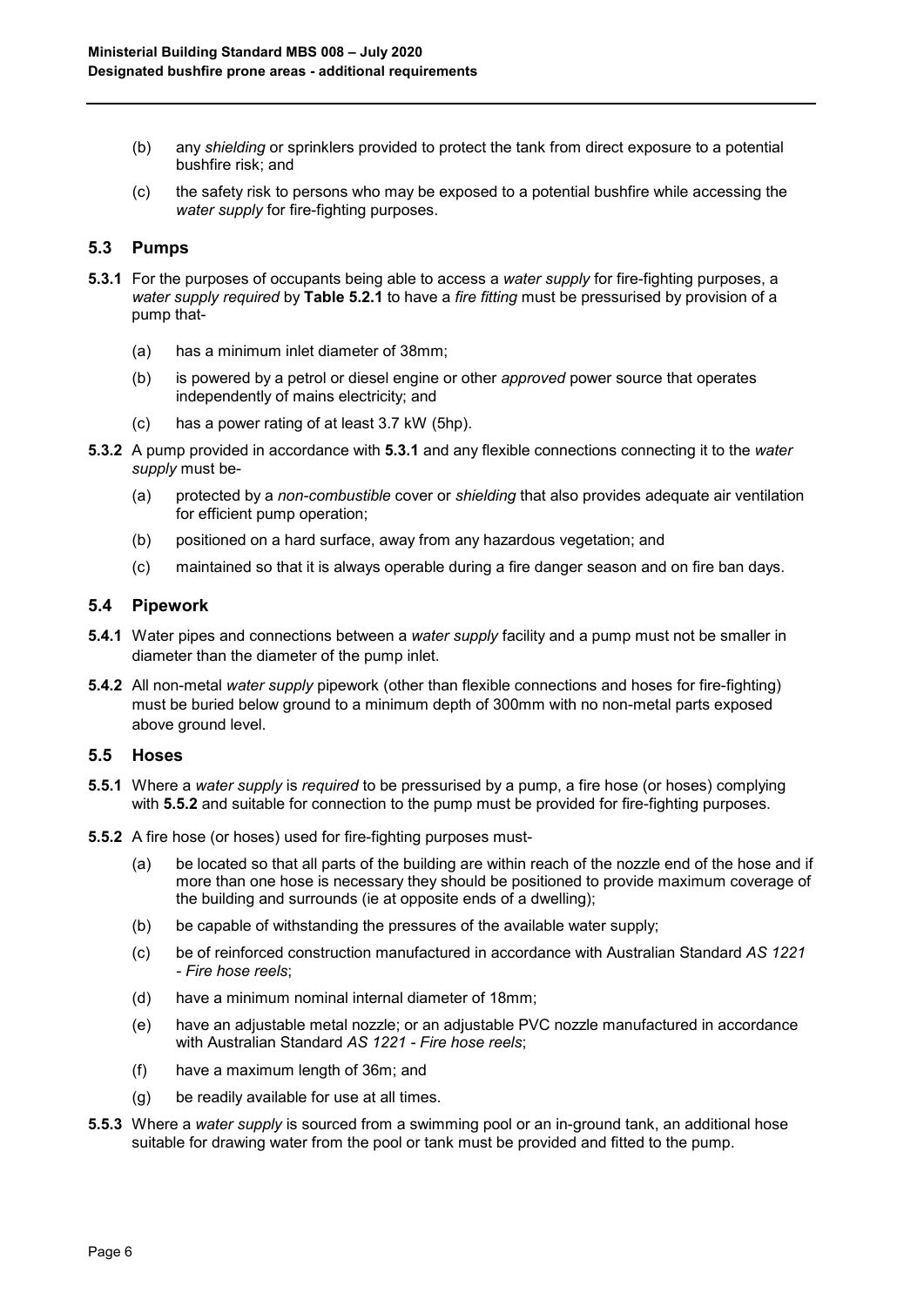(b) any *shielding* or sprinklers provided to protect the tank from direct exposure to a potential bushfire risk; and

(c) the safety risk to persons who may be exposed to a potential bushfire while accessing the *water supply* for fire-fighting purposes.

## 5.3 Pumps

**5.3.1** For the purposes of occupants being able to access a *water supply* for fire-fighting purposes, a *water supply required* by **Table 5.2.1** to have a *fire fitting* must be pressurised by provision of a pump that-

(a) has a minimum inlet diameter of 38mm;

(b) is powered by a petrol or diesel engine or other *approved* power source that operates independently of mains electricity; and

(c) has a power rating of at least 3.7 kW (5hp).

**5.3.2** A pump provided in accordance with **5.3.1** and any flexible connections connecting it to the *water supply* must be-

(a) protected by a *non-combustible* cover or *shielding* that also provides adequate air ventilation for efficient pump operation;

(b) positioned on a hard surface, away from any hazardous vegetation; and

(c) maintained so that it is always operable during a fire danger season and on fire ban days.

## 5.4 Pipework

**5.4.1** Water pipes and connections between a *water supply* facility and a pump must not be smaller in diameter than the diameter of the pump inlet.

**5.4.2** All non-metal *water supply* pipework (other than flexible connections and hoses for fire-fighting) must be buried below ground to a minimum depth of 300mm with no non-metal parts exposed above ground level.

## 5.5 Hoses

**5.5.1** Where a *water supply* is *required* to be pressurised by a pump, a fire hose (or hoses) complying with **5.5.2** and suitable for connection to the pump must be provided for fire-fighting purposes.

**5.5.2** A fire hose (or hoses) used for fire-fighting purposes must-

(a) be located so that all parts of the building are within reach of the nozzle end of the hose and if more than one hose is necessary they should be positioned to provide maximum coverage of the building and surrounds (ie at opposite ends of a dwelling);

(b) be capable of withstanding the pressures of the available water supply;

(c) be of reinforced construction manufactured in accordance with Australian Standard *AS 1221 - Fire hose reels*;

(d) have a minimum nominal internal diameter of 18mm;

(e) have an adjustable metal nozzle; or an adjustable PVC nozzle manufactured in accordance with Australian Standard *AS 1221 - Fire hose reels*;

(f) have a maximum length of 36m; and

(g) be readily available for use at all times.

**5.5.3** Where a *water supply* is sourced from a swimming pool or an in-ground tank, an additional hose suitable for drawing water from the pool or tank must be provided and fitted to the pump.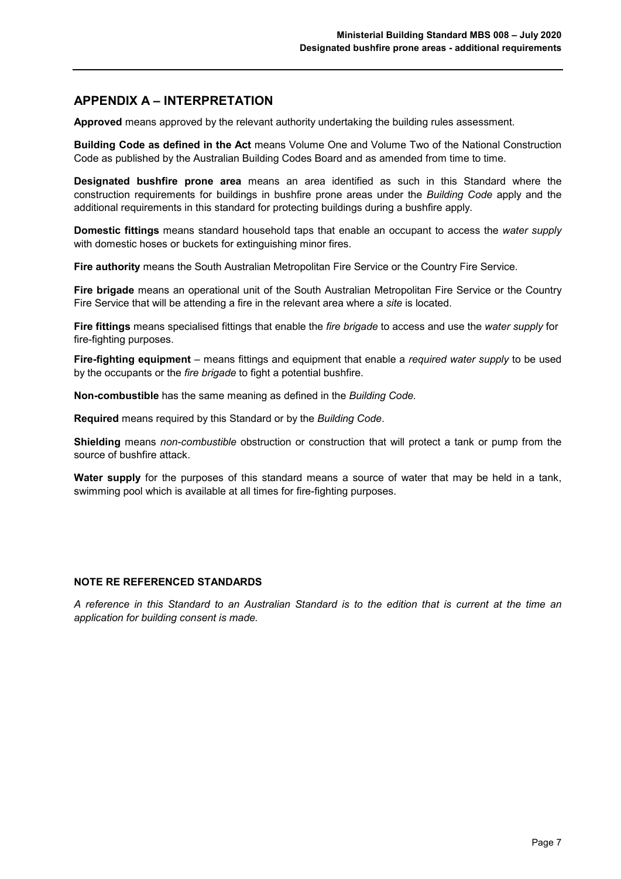## APPENDIX A – INTERPRETATION

**Approved** means approved by the relevant authority undertaking the building rules assessment.

**Building Code as defined in the Act** means Volume One and Volume Two of the National Construction Code as published by the Australian Building Codes Board and as amended from time to time.

**Designated bushfire prone area** means an area identified as such in this Standard where the construction requirements for buildings in bushfire prone areas under the *Building Code* apply and the additional requirements in this standard for protecting buildings during a bushfire apply.

**Domestic fittings** means standard household taps that enable an occupant to access the *water supply* with domestic hoses or buckets for extinguishing minor fires.

**Fire authority** means the South Australian Metropolitan Fire Service or the Country Fire Service.

**Fire brigade** means an operational unit of the South Australian Metropolitan Fire Service or the Country Fire Service that will be attending a fire in the relevant area where a *site* is located.

**Fire fittings** means specialised fittings that enable the *fire brigade* to access and use the *water supply* for fire-fighting purposes.

**Fire-fighting equipment** – means fittings and equipment that enable a *required water supply* to be used by the occupants or the *fire brigade* to fight a potential bushfire.

**Non-combustible** has the same meaning as defined in the *Building Code.*

**Required** means required by this Standard or by the *Building Code*.

**Shielding** means *non-combustible* obstruction or construction that will protect a tank or pump from the source of bushfire attack.

**Water supply** for the purposes of this standard means a source of water that may be held in a tank, swimming pool which is available at all times for fire-fighting purposes.

**NOTE RE REFERENCED STANDARDS**

*A reference in this Standard to an Australian Standard is to the edition that is current at the time an application for building consent is made.*